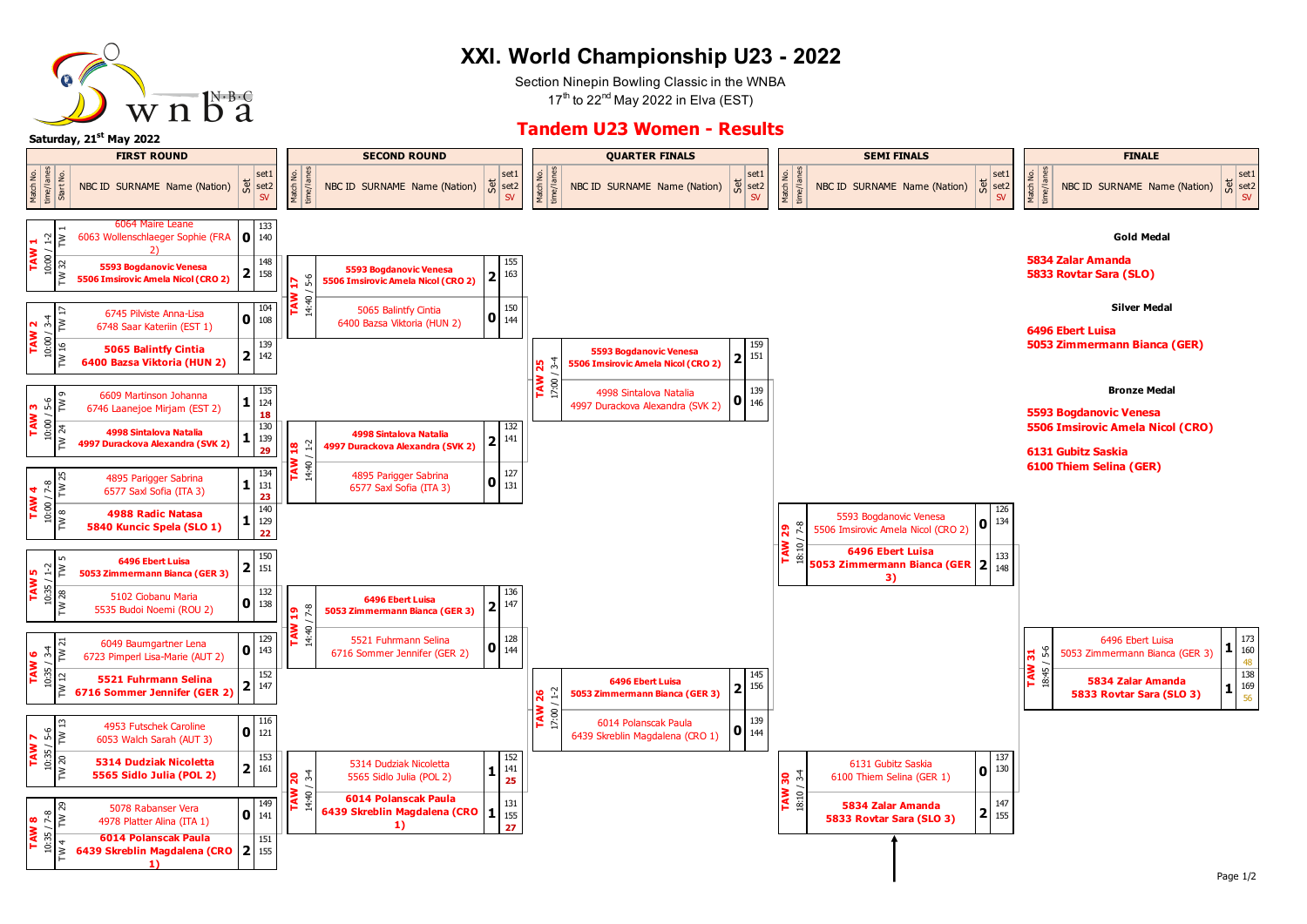# XXI. World Championship U23 - 2022

Section Ninepin Bowling Classic in the WNBA

17th to 22nd May 2022 in Elva (EST)

## Tandem U23 Women - Results

Saturday, 21st May 2022

### FIRST ROUND

| Match No. | time/lanes | Start No. | NBC ID SURNAME Name (Nation) | Set | set1 / set2 / SV |
|---|---|---|---|---|---|
| TAW 1 | 10:00 / 1-2 | TW 1 | 6064 Maire Leane / 6063 Wollenschlaeger Sophie (FRA 2) | 0 | 133 / 140 |
| | | TW 32 | **5593 Bogdanovic Venesa / 5506 Imsirovic Amela Nicol (CRO 2)** | 2 | 148 / 158 |
| TAW 2 | 10:00 / 3-4 | TW 17 | 6745 Pilviste Anna-Lisa / 6748 Saar Kateriin (EST 1) | 0 | 104 / 108 |
| | | TW 16 | **5065 Balintfy Cintia / 6400 Bazsa Viktoria (HUN 2)** | 2 | 139 / 142 |
| TAW 3 | 10:00 / 5-6 | TW 9 | 6609 Martinson Johanna / 6746 Laanejoe Mirjam (EST 2) | 1 | 135 / 124 / 18 |
| | | TW 24 | **4998 Sintalova Natalia / 4997 Durackova Alexandra (SVK 2)** | 1 | 130 / 139 / 29 |
| TAW 4 | 10:00 / 7-8 | TW 25 | 4895 Parigger Sabrina / 6577 Saxl Sofia (ITA 3) | 1 | 134 / 131 / 23 |
| | | TW 8 | **4988 Radic Natasa / 5840 Kuncic Spela (SLO 1)** | 1 | 140 / 129 / 22 |
| TAW 5 | 10:35 / 1-2 | TW 5 | **6496 Ebert Luisa / 5053 Zimmermann Bianca (GER 3)** | 2 | 150 / 151 |
| | | TW 28 | 5102 Ciobanu Maria / 5535 Budoi Noemi (ROU 2) | 0 | 132 / 138 |
| TAW 6 | 10:35 / 3-4 | TW 21 | 6049 Baumgartner Lena / 6723 Pimperl Lisa-Marie (AUT 2) | 0 | 129 / 143 |
| | | TW 12 | **5521 Fuhrmann Selina / 6716 Sommer Jennifer (GER 2)** | 2 | 152 / 147 |
| TAW 7 | 10:35 / 5-6 | TW 13 | 4953 Futschek Caroline / 6053 Walch Sarah (AUT 3) | 0 | 116 / 121 |
| | | TW 20 | **5314 Dudziak Nicoletta / 5565 Sidlo Julia (POL 2)** | 2 | 153 / 161 |
| TAW 8 | 10:35 / 7-8 | TW 29 | 5078 Rabanser Vera / 4978 Platter Alina (ITA 1) | 0 | 149 / 141 |
| | | TW 4 | **6014 Polanscak Paula / 6439 Skreblin Magdalena (CRO 1)** | 2 | 151 / 155 |

### SECOND ROUND

| Match No. | time/lanes | NBC ID SURNAME Name (Nation) | Set | set1 / set2 / SV |
|---|---|---|---|---|
| TAW 17 | 14:40 / 5-6 | **5593 Bogdanovic Venesa / 5506 Imsirovic Amela Nicol (CRO 2)** | 2 | 155 / 163 |
| | | 5065 Balintfy Cintia / 6400 Bazsa Viktoria (HUN 2) | 0 | 150 / 144 |
| TAW 18 | 14:40 / 1-2 | **4998 Sintalova Natalia / 4997 Durackova Alexandra (SVK 2)** | 2 | 132 / 141 |
| | | 4895 Parigger Sabrina / 6577 Saxl Sofia (ITA 3) | 0 | 127 / 131 |
| TAW 19 | 14:40 / 7-8 | **6496 Ebert Luisa / 5053 Zimmermann Bianca (GER 3)** | 2 | 136 / 147 |
| | | 5521 Fuhrmann Selina / 6716 Sommer Jennifer (GER 2) | 0 | 128 / 144 |
| TAW 20 | 14:40 / 3-4 | 5314 Dudziak Nicoletta / 5565 Sidlo Julia (POL 2) | 1 | 152 / 141 / 25 |
| | | **6014 Polanscak Paula / 6439 Skreblin Magdalena (CRO 1)** | 1 | 131 / 155 / 27 |

### QUARTER FINALS

| Match No. | time/lanes | NBC ID SURNAME Name (Nation) | Set | set1 / set2 / SV |
|---|---|---|---|---|
| TAW 25 | 17:00 / 3-4 | **5593 Bogdanovic Venesa / 5506 Imsirovic Amela Nicol (CRO 2)** | 2 | 159 / 151 |
| | | 4998 Sintalova Natalia / 4997 Durackova Alexandra (SVK 2) | 0 | 139 / 146 |
| TAW 26 | 17:00 / 1-2 | **6496 Ebert Luisa / 5053 Zimmermann Bianca (GER 3)** | 2 | 145 / 156 |
| | | 6014 Polanscak Paula / 6439 Skreblin Magdalena (CRO 1) | 0 | 139 / 144 |

### SEMI FINALS

| Match No. | time/lanes | NBC ID SURNAME Name (Nation) | Set | set1 / set2 / SV |
|---|---|---|---|---|
| TAW 29 | 18:10 / 7-8 | 5593 Bogdanovic Venesa / 5506 Imsirovic Amela Nicol (CRO 2) | 0 | 126 / 134 |
| | | **6496 Ebert Luisa / 5053 Zimmermann Bianca (GER 3)** | 2 | 133 / 148 |
| TAW 30 | 18:10 / 3-4 | 6131 Gubitz Saskia / 6100 Thiem Selina (GER 1) | 0 | 137 / 130 |
| | | **5834 Zalar Amanda / 5833 Rovtar Sara (SLO 3)** | 2 | 147 / 155 |

### FINALE

| Match No. | time/lanes | NBC ID SURNAME Name (Nation) | Set | set1 / set2 / SV |
|---|---|---|---|---|
| TAW 31 | 18:45 / 5-6 | 6496 Ebert Luisa / 5053 Zimmermann Bianca (GER 3) | 1 | 173 / 160 / 48 |
| | | **5834 Zalar Amanda / 5833 Rovtar Sara (SLO 3)** | 1 | 138 / 169 / 56 |

**Gold Medal**

**5834 Zalar Amanda**
**5833 Rovtar Sara (SLO)**

**Silver Medal**

**6496 Ebert Luisa**
**5053 Zimmermann Bianca (GER)**

**Bronze Medal**

**5593 Bogdanovic Venesa**
**5506 Imsirovic Amela Nicol (CRO)**

**6131 Gubitz Saskia**
**6100 Thiem Selina (GER)**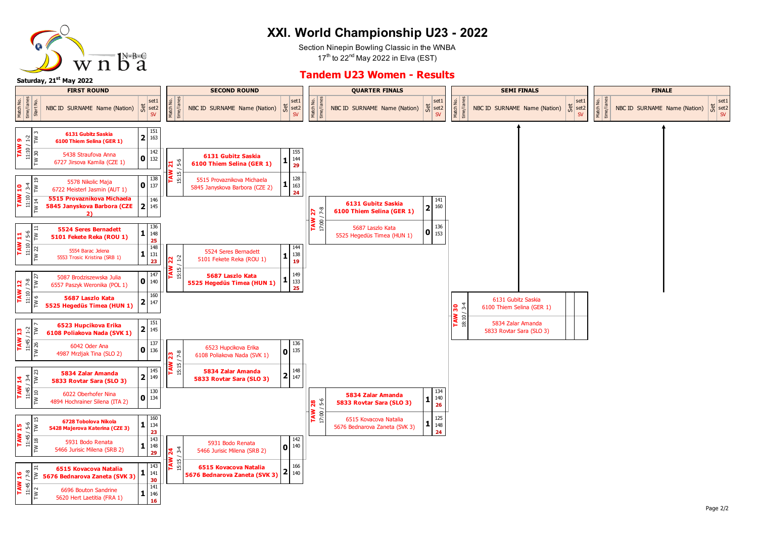# XXI. World Championship U23 - 2022

Section Ninepin Bowling Classic in the WNBA

17th to 22nd May 2022 in Elva (EST)

## Tandem U23 Women - Results

Saturday, 21st May 2022

### FIRST ROUND

| Match No. | time/lanes | Start No. | NBC ID SURNAME Name (Nation) | Set | set1 | set2 | SV |
|---|---|---|---|---|---|---|---|
| TAW 9 | 11:10 / 1-2 | TW 3 | **6131 Gubitz Saskia / 6100 Thiem Selina (GER 1)** | 2 | 151 | 163 | |
| | | TW 30 | 5438 Straufova Anna / 6727 Jirsova Kamila (CZE 1) | 0 | 142 | 132 | |
| TAW 10 | 11:10 / 3-4 | TW 19 | 5578 Nikolic Maja / 6722 Meisterl Jasmin (AUT 1) | 0 | 138 | 137 | |
| | | TW 14 | **5515 Provaznikova Michaela / 5845 Janyskova Barbora (CZE 2)** | 2 | 146 | 145 | |
| TAW 11 | 11:10 / 5-6 | TW 11 | **5524 Seres Bernadett / 5101 Fekete Reka (ROU 1)** | 1 | 136 | 148 | 25 |
| | | TW 22 | 5554 Barac Jelena / 5553 Trosic Kristina (SRB 1) | 1 | 148 | 131 | 23 |
| TAW 12 | 11:10 / 7-8 | TW 27 | 5087 Brodziszewska Julia / 6557 Paszyk Weronika (POL 1) | 0 | 147 | 140 | |
| | | TW 6 | **5687 Laszlo Kata / 5525 Hegedüs Timea (HUN 1)** | 2 | 160 | 147 | |
| TAW 13 | 11:45 / 1-2 | TW 7 | **6523 Hupcikova Erika / 6108 Poliakova Nada (SVK 1)** | 2 | 151 | 145 | |
| | | TW 26 | 6042 Oder Ana / 4987 Mrzljak Tina (SLO 2) | 0 | 137 | 136 | |
| TAW 14 | 11:45 / 3-4 | TW 23 | **5834 Zalar Amanda / 5833 Rovtar Sara (SLO 3)** | 2 | 145 | 149 | |
| | | TW 10 | 6022 Oberhofer Nina / 4894 Hochrainer Silena (ITA 2) | 0 | 130 | 134 | |
| TAW 15 | 11:45 / 5-6 | TW 15 | **6728 Tobolova Nikola / 5428 Majerova Katerina (CZE 3)** | 1 | 160 | 134 | 23 |
| | | TW 18 | 5931 Bodo Renata / 5466 Jurisic Milena (SRB 2) | 1 | 143 | 148 | 29 |
| TAW 16 | 11:45 / 7-8 | TW 31 | **6515 Kovacova Natalia / 5676 Bednarova Zaneta (SVK 3)** | 1 | 143 | 141 | 30 |
| | | TW 2 | 6696 Bouton Sandrine / 5620 Hert Laetitia (FRA 1) | 1 | 141 | 146 | 16 |

### SECOND ROUND

| Match No. | time/lanes | NBC ID SURNAME Name (Nation) | Set | set1 | set2 | SV |
|---|---|---|---|---|---|---|
| TAW 21 | 15:15 / 5-6 | **6131 Gubitz Saskia / 6100 Thiem Selina (GER 1)** | 1 | 155 | 144 | 29 |
| | | 5515 Provaznikova Michaela / 5845 Janyskova Barbora (CZE 2) | 1 | 128 | 163 | 24 |
| TAW 22 | 15:15 / 1-2 | 5524 Seres Bernadett / 5101 Fekete Reka (ROU 1) | 1 | 144 | 138 | 19 |
| | | **5687 Laszlo Kata / 5525 Hegedüs Timea (HUN 1)** | 1 | 149 | 133 | 25 |
| TAW 23 | 15:15 / 7-8 | 6523 Hupcikova Erika / 6108 Poliakova Nada (SVK 1) | 0 | 136 | 135 | |
| | | **5834 Zalar Amanda / 5833 Rovtar Sara (SLO 3)** | 2 | 148 | 147 | |
| TAW 24 | 15:15 / 3-4 | 5931 Bodo Renata / 5466 Jurisic Milena (SRB 2) | 0 | 142 | 140 | |
| | | **6515 Kovacova Natalia / 5676 Bednarova Zaneta (SVK 3)** | 2 | 166 | 140 | |

### QUARTER FINALS

| Match No. | time/lanes | NBC ID SURNAME Name (Nation) | Set | set1 | set2 | SV |
|---|---|---|---|---|---|---|
| TAW 27 | 17:00 / 7-8 | **6131 Gubitz Saskia / 6100 Thiem Selina (GER 1)** | 2 | 141 | 160 | |
| | | 5687 Laszlo Kata / 5525 Hegedüs Timea (HUN 1) | 0 | 136 | 153 | |
| TAW 28 | 17:00 / 5-6 | **5834 Zalar Amanda / 5833 Rovtar Sara (SLO 3)** | 1 | 134 | 140 | 26 |
| | | 6515 Kovacova Natalia / 5676 Bednarova Zaneta (SVK 3) | 1 | 125 | 148 | 24 |

### SEMI FINALS

| Match No. | time/lanes | NBC ID SURNAME Name (Nation) | Set | set1 | set2 | SV |
|---|---|---|---|---|---|---|
| TAW 30 | 18:10 / 3-4 | 6131 Gubitz Saskia / 6100 Thiem Selina (GER 1) | | | | |
| | | 5834 Zalar Amanda / 5833 Rovtar Sara (SLO 3) | | | | |

### FINALE

| Match No. | time/lanes | NBC ID SURNAME Name (Nation) | Set | set1 | set2 | SV |
|---|---|---|---|---|---|---|